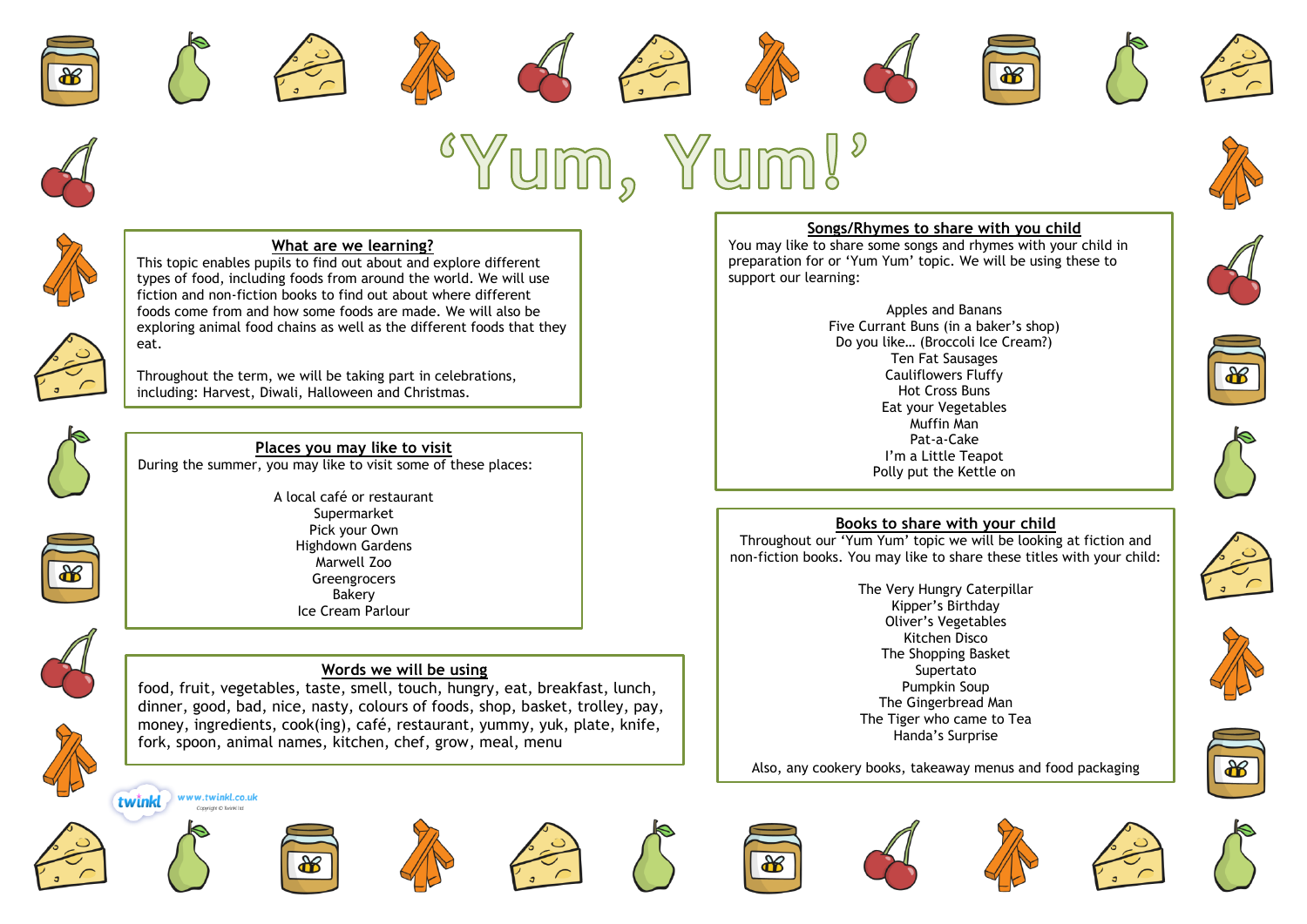# 'Yum, Yum!'

## What are we learning?

This topic enables pupils to find out about and explore different types of food, including foods from around the world. We will use fiction and non-fiction books to find out about where different foods come from and how some foods are made. We will also be exploring animal food chains as well as the different foods that they eat.

Throughout the term, we will be taking part in celebrations, including: Harvest, Diwali, Halloween and Christmas.

## Places you may like to visit

During the summer, you may like to visit some of these places:

A local café or restaurant
Supermarket
Pick your Own
Highdown Gardens
Marwell Zoo
Greengrocers
Bakery
Ice Cream Parlour

## Words we will be using

food, fruit, vegetables, taste, smell, touch, hungry, eat, breakfast, lunch, dinner, good, bad, nice, nasty, colours of foods, shop, basket, trolley, pay, money, ingredients, cook(ing), café, restaurant, yummy, yuk, plate, knife, fork, spoon, animal names, kitchen, chef, grow, meal, menu

## Songs/Rhymes to share with you child

You may like to share some songs and rhymes with your child in preparation for or 'Yum Yum' topic. We will be using these to support our learning:

Apples and Banans
Five Currant Buns (in a baker's shop)
Do you like… (Broccoli Ice Cream?)
Ten Fat Sausages
Cauliflowers Fluffy
Hot Cross Buns
Eat your Vegetables
Muffin Man
Pat-a-Cake
I'm a Little Teapot
Polly put the Kettle on

## Books to share with your child

Throughout our 'Yum Yum' topic we will be looking at fiction and non-fiction books. You may like to share these titles with your child:

The Very Hungry Caterpillar
Kipper's Birthday
Oliver's Vegetables
Kitchen Disco
The Shopping Basket
Supertato
Pumpkin Soup
The Gingerbread Man
The Tiger who came to Tea
Handa's Surprise

Also, any cookery books, takeaway menus and food packaging